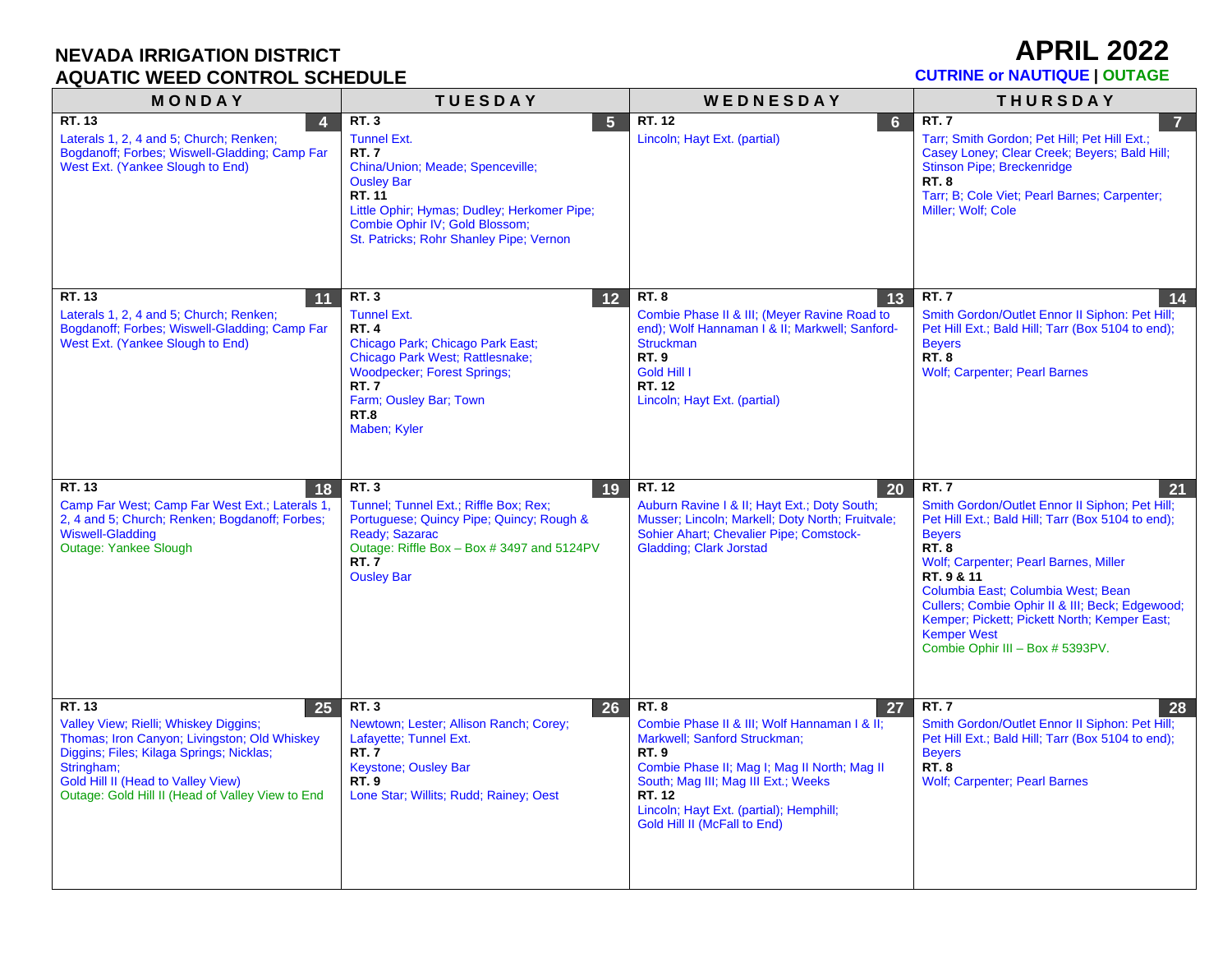# NEVADA IRRIGATION DISTRICT
# AQUATIC WEED CONTROL SCHEDULE

## APRIL 2022

CUTRINE or NAUTIQUE | OUTAGE

| MONDAY | TUESDAY | WEDNESDAY | THURSDAY |
|---|---|---|---|
| **4** **RT. 13** Laterals 1, 2, 4 and 5; Church; Renken; Bogdanoff; Forbes; Wiswell-Gladding; Camp Far West Ext. (Yankee Slough to End) | **5** **RT. 3** Tunnel Ext. **RT. 7** China/Union; Meade; Spenceville; Ousley Bar **RT. 11** Little Ophir; Hymas; Dudley; Herkomer Pipe; Combie Ophir IV; Gold Blossom; St. Patricks; Rohr Shanley Pipe; Vernon | **6** **RT. 12** Lincoln; Hayt Ext. (partial) | **7** **RT. 7** Tarr; Smith Gordon; Pet Hill; Pet Hill Ext.; Casey Loney; Clear Creek; Beyers; Bald Hill; Stinson Pipe; Breckenridge **RT. 8** Tarr; B; Cole Viet; Pearl Barnes; Carpenter; Miller; Wolf; Cole |
| **11** **RT. 13** Laterals 1, 2, 4 and 5; Church; Renken; Bogdanoff; Forbes; Wiswell-Gladding; Camp Far West Ext. (Yankee Slough to End) | **12** **RT. 3** Tunnel Ext. **RT. 4** Chicago Park; Chicago Park East; Chicago Park West; Rattlesnake; Woodpecker; Forest Springs; **RT. 7** Farm; Ousley Bar; Town **RT.8** Maben; Kyler | **13** **RT. 8** Combie Phase II & III; (Meyer Ravine Road to end); Wolf Hannaman I & II; Markwell; Sanford-Struckman **RT. 9** Gold Hill I **RT. 12** Lincoln; Hayt Ext. (partial) | **14** **RT. 7** Smith Gordon/Outlet Ennor II Siphon: Pet Hill; Pet Hill Ext.; Bald Hill; Tarr (Box 5104 to end); Beyers **RT. 8** Wolf; Carpenter; Pearl Barnes |
| **18** **RT. 13** Camp Far West; Camp Far West Ext.; Laterals 1, 2, 4 and 5; Church; Renken; Bogdanoff; Forbes; Wiswell-Gladding Outage: Yankee Slough | **19** **RT. 3** Tunnel; Tunnel Ext.; Riffle Box; Rex; Portuguese; Quincy Pipe; Quincy; Rough & Ready; Sazarac Outage: Riffle Box – Box # 3497 and 5124PV **RT. 7** Ousley Bar | **20** **RT. 12** Auburn Ravine I & II; Hayt Ext.; Doty South; Musser; Lincoln; Markell; Doty North; Fruitvale; Sohier Ahart; Chevalier Pipe; Comstock-Gladding; Clark Jorstad | **21** **RT. 7** Smith Gordon/Outlet Ennor II Siphon: Pet Hill; Pet Hill Ext.; Bald Hill; Tarr (Box 5104 to end); Beyers **RT. 8** Wolf; Carpenter; Pearl Barnes, Miller **RT. 9 & 11** Columbia East; Columbia West; Bean Cullers; Combie Ophir II & III; Beck; Edgewood; Kemper; Pickett; Pickett North; Kemper East; Kemper West Combie Ophir III – Box # 5393PV. |
| **25** **RT. 13** Valley View; Rielli; Whiskey Diggins; Thomas; Iron Canyon; Livingston; Old Whiskey Diggins; Files; Kilaga Springs; Nicklas; Stringham; Gold Hill II (Head to Valley View) Outage: Gold Hill II (Head of Valley View to End | **26** **RT. 3** Newtown; Lester; Allison Ranch; Corey; Lafayette; Tunnel Ext. **RT. 7** Keystone; Ousley Bar **RT. 9** Lone Star; Willits; Rudd; Rainey; Oest | **27** **RT. 8** Combie Phase II & III; Wolf Hannaman I & II; Markwell; Sanford Struckman; **RT. 9** Combie Phase II; Mag I; Mag II North; Mag II South; Mag III; Mag III Ext.; Weeks **RT. 12** Lincoln; Hayt Ext. (partial); Hemphill; Gold Hill II (McFall to End) | **28** **RT. 7** Smith Gordon/Outlet Ennor II Siphon: Pet Hill; Pet Hill Ext.; Bald Hill; Tarr (Box 5104 to end); Beyers **RT. 8** Wolf; Carpenter; Pearl Barnes |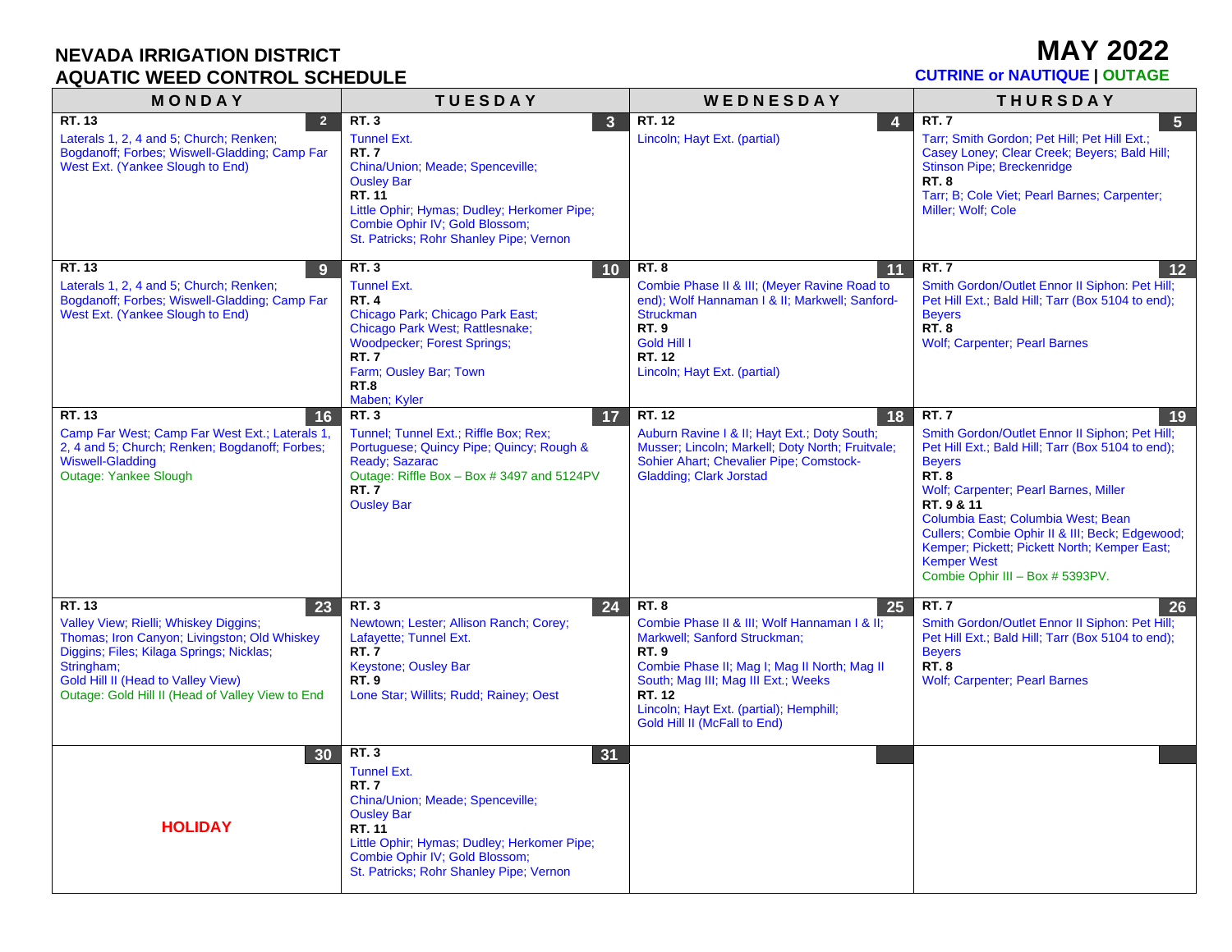**NEVADA IRRIGATION DISTRICT**
**AQUATIC WEED CONTROL SCHEDULE**

# MAY 2022

**CUTRINE or NAUTIQUE | OUTAGE**

| MONDAY | TUESDAY | WEDNESDAY | THURSDAY |
|---|---|---|---|
| **2** **RT. 13** Laterals 1, 2, 4 and 5; Church; Renken; Bogdanoff; Forbes; Wiswell-Gladding; Camp Far West Ext. (Yankee Slough to End) | **3** **RT. 3** Tunnel Ext. **RT. 7** China/Union; Meade; Spenceville; Ousley Bar **RT. 11** Little Ophir; Hymas; Dudley; Herkomer Pipe; Combie Ophir IV; Gold Blossom; St. Patricks; Rohr Shanley Pipe; Vernon | **4** **RT. 12** Lincoln; Hayt Ext. (partial) | **5** **RT. 7** Tarr; Smith Gordon; Pet Hill; Pet Hill Ext.; Casey Loney; Clear Creek; Beyers; Bald Hill; Stinson Pipe; Breckenridge **RT. 8** Tarr; B; Cole Viet; Pearl Barnes; Carpenter; Miller; Wolf; Cole |
| **9** **RT. 13** Laterals 1, 2, 4 and 5; Church; Renken; Bogdanoff; Forbes; Wiswell-Gladding; Camp Far West Ext. (Yankee Slough to End) | **10** **RT. 3** Tunnel Ext. **RT. 4** Chicago Park; Chicago Park East; Chicago Park West; Rattlesnake; Woodpecker; Forest Springs; **RT. 7** Farm; Ousley Bar; Town **RT.8** Maben; Kyler | **11** **RT. 8** Combie Phase II & III; (Meyer Ravine Road to end); Wolf Hannaman I & II; Markwell; Sanford-Struckman **RT. 9** Gold Hill I **RT. 12** Lincoln; Hayt Ext. (partial) | **12** **RT. 7** Smith Gordon/Outlet Ennor II Siphon: Pet Hill; Pet Hill Ext.; Bald Hill; Tarr (Box 5104 to end); Beyers **RT. 8** Wolf; Carpenter; Pearl Barnes |
| **16** **RT. 13** Camp Far West; Camp Far West Ext.; Laterals 1, 2, 4 and 5; Church; Renken; Bogdanoff; Forbes; Wiswell-Gladding Outage: Yankee Slough | **17** **RT. 3** Tunnel; Tunnel Ext.; Riffle Box; Rex; Portuguese; Quincy Pipe; Quincy; Rough & Ready; Sazarac Outage: Riffle Box – Box # 3497 and 5124PV **RT. 7** Ousley Bar | **18** **RT. 12** Auburn Ravine I & II; Hayt Ext.; Doty South; Musser; Lincoln; Markell; Doty North; Fruitvale; Sohier Ahart; Chevalier Pipe; Comstock-Gladding; Clark Jorstad | **19** **RT. 7** Smith Gordon/Outlet Ennor II Siphon; Pet Hill; Pet Hill Ext.; Bald Hill; Tarr (Box 5104 to end); Beyers **RT. 8** Wolf; Carpenter; Pearl Barnes, Miller **RT. 9 & 11** Columbia East; Columbia West; Bean Cullers; Combie Ophir II & III; Beck; Edgewood; Kemper; Pickett; Pickett North; Kemper East; Kemper West Combie Ophir III – Box # 5393PV. |
| **23** **RT. 13** Valley View; Rielli; Whiskey Diggins; Thomas; Iron Canyon; Livingston; Old Whiskey Diggins; Files; Kilaga Springs; Nicklas; Stringham; Gold Hill II (Head to Valley View) Outage: Gold Hill II (Head of Valley View to End | **24** **RT. 3** Newtown; Lester; Allison Ranch; Corey; Lafayette; Tunnel Ext. **RT. 7** Keystone; Ousley Bar **RT. 9** Lone Star; Willits; Rudd; Rainey; Oest | **25** **RT. 8** Combie Phase II & III; Wolf Hannaman I & II; Markwell; Sanford Struckman; **RT. 9** Combie Phase II; Mag I; Mag II North; Mag II South; Mag III; Mag III Ext.; Weeks **RT. 12** Lincoln; Hayt Ext. (partial); Hemphill; Gold Hill II (McFall to End) | **26** **RT. 7** Smith Gordon/Outlet Ennor II Siphon: Pet Hill; Pet Hill Ext.; Bald Hill; Tarr (Box 5104 to end); Beyers **RT. 8** Wolf; Carpenter; Pearl Barnes |
| **30** **HOLIDAY** | **31** **RT. 3** Tunnel Ext. **RT. 7** China/Union; Meade; Spenceville; Ousley Bar **RT. 11** Little Ophir; Hymas; Dudley; Herkomer Pipe; Combie Ophir IV; Gold Blossom; St. Patricks; Rohr Shanley Pipe; Vernon | | |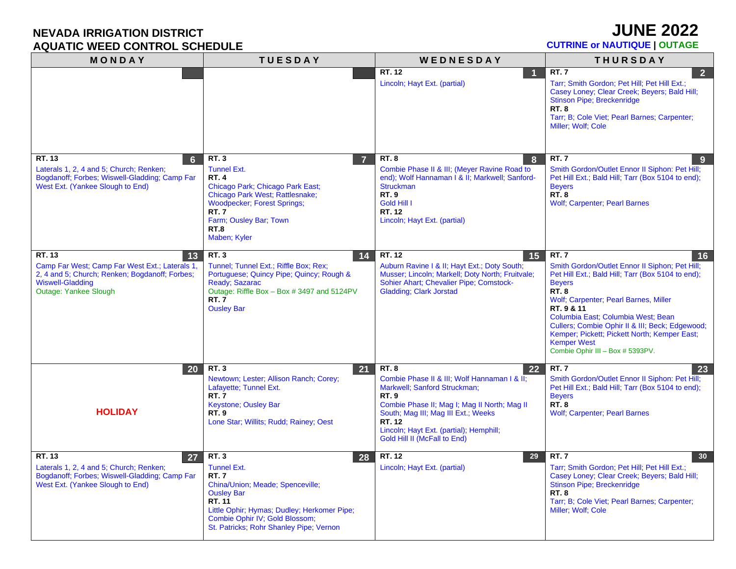# NEVADA IRRIGATION DISTRICT
## AQUATIC WEED CONTROL SCHEDULE

# JUNE 2022

**CUTRINE or NAUTIQUE | OUTAGE**

| MONDAY | TUESDAY | WEDNESDAY | THURSDAY |
|---|---|---|---|
| | | **1** **RT. 12** Lincoln; Hayt Ext. (partial) | **2** **RT. 7** Tarr; Smith Gordon; Pet Hill; Pet Hill Ext.; Casey Loney; Clear Creek; Beyers; Bald Hill; Stinson Pipe; Breckenridge **RT. 8** Tarr; B; Cole Viet; Pearl Barnes; Carpenter; Miller; Wolf; Cole |
| **6** **RT. 13** Laterals 1, 2, 4 and 5; Church; Renken; Bogdanoff; Forbes; Wiswell-Gladding; Camp Far West Ext. (Yankee Slough to End) | **7** **RT. 3** Tunnel Ext. **RT. 4** Chicago Park; Chicago Park East; Chicago Park West; Rattlesnake; Woodpecker; Forest Springs; **RT. 7** Farm; Ousley Bar; Town **RT.8** Maben; Kyler | **8** **RT. 8** Combie Phase II & III; (Meyer Ravine Road to end); Wolf Hannaman I & II; Markwell; Sanford-Struckman **RT. 9** Gold Hill I **RT. 12** Lincoln; Hayt Ext. (partial) | **9** **RT. 7** Smith Gordon/Outlet Ennor II Siphon: Pet Hill; Pet Hill Ext.; Bald Hill; Tarr (Box 5104 to end); Beyers **RT. 8** Wolf; Carpenter; Pearl Barnes |
| **13** **RT. 13** Camp Far West; Camp Far West Ext.; Laterals 1, 2, 4 and 5; Church; Renken; Bogdanoff; Forbes; Wiswell-Gladding Outage: Yankee Slough | **14** **RT. 3** Tunnel; Tunnel Ext.; Riffle Box; Rex; Portuguese; Quincy Pipe; Quincy; Rough & Ready; Sazarac Outage: Riffle Box – Box # 3497 and 5124PV **RT. 7** Ousley Bar | **15** **RT. 12** Auburn Ravine I & II; Hayt Ext.; Doty South; Musser; Lincoln; Markell; Doty North; Fruitvale; Sohier Ahart; Chevalier Pipe; Comstock-Gladding; Clark Jorstad | **16** **RT. 7** Smith Gordon/Outlet Ennor II Siphon; Pet Hill; Pet Hill Ext.; Bald Hill; Tarr (Box 5104 to end); Beyers **RT. 8** Wolf; Carpenter; Pearl Barnes, Miller **RT. 9 & 11** Columbia East; Columbia West; Bean Cullers; Combie Ophir II & III; Beck; Edgewood; Kemper; Pickett; Pickett North; Kemper East; Kemper West Combie Ophir III – Box # 5393PV. |
| **20** **HOLIDAY** | **21** **RT. 3** Newtown; Lester; Allison Ranch; Corey; Lafayette; Tunnel Ext. **RT. 7** Keystone; Ousley Bar **RT. 9** Lone Star; Willits; Rudd; Rainey; Oest | **22** **RT. 8** Combie Phase II & III; Wolf Hannaman I & II; Markwell; Sanford Struckman; **RT. 9** Combie Phase II; Mag I; Mag II North; Mag II South; Mag III; Mag III Ext.; Weeks **RT. 12** Lincoln; Hayt Ext. (partial); Hemphill; Gold Hill II (McFall to End) | **23** **RT. 7** Smith Gordon/Outlet Ennor II Siphon: Pet Hill; Pet Hill Ext.; Bald Hill; Tarr (Box 5104 to end); Beyers **RT. 8** Wolf; Carpenter; Pearl Barnes |
| **27** **RT. 13** Laterals 1, 2, 4 and 5; Church; Renken; Bogdanoff; Forbes; Wiswell-Gladding; Camp Far West Ext. (Yankee Slough to End) | **28** **RT. 3** Tunnel Ext. **RT. 7** China/Union; Meade; Spenceville; Ousley Bar **RT. 11** Little Ophir; Hymas; Dudley; Herkomer Pipe; Combie Ophir IV; Gold Blossom; St. Patricks; Rohr Shanley Pipe; Vernon | **29** **RT. 12** Lincoln; Hayt Ext. (partial) | **30** **RT. 7** Tarr; Smith Gordon; Pet Hill; Pet Hill Ext.; Casey Loney; Clear Creek; Beyers; Bald Hill; Stinson Pipe; Breckenridge **RT. 8** Tarr; B; Cole Viet; Pearl Barnes; Carpenter; Miller; Wolf; Cole |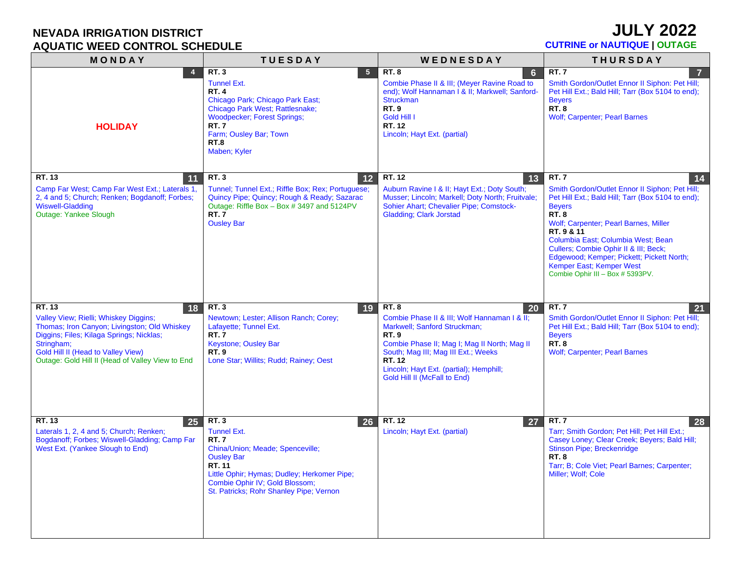# NEVADA IRRIGATION DISTRICT
## AQUATIC WEED CONTROL SCHEDULE

# JULY 2022

**CUTRINE or NAUTIQUE | OUTAGE**

| MONDAY | TUESDAY | WEDNESDAY | THURSDAY |
|---|---|---|---|
| **4**<br><br>**HOLIDAY** | **5**<br>**RT. 3**<br>Tunnel Ext.<br>**RT. 4**<br>Chicago Park; Chicago Park East; Chicago Park West; Rattlesnake; Woodpecker; Forest Springs;<br>**RT. 7**<br>Farm; Ousley Bar; Town<br>**RT.8**<br>Maben; Kyler | **6**<br>**RT. 8**<br>Combie Phase II & III; (Meyer Ravine Road to end); Wolf Hannaman I & II; Markwell; Sanford-Struckman<br>**RT. 9**<br>Gold Hill I<br>**RT. 12**<br>Lincoln; Hayt Ext. (partial) | **7**<br>**RT. 7**<br>Smith Gordon/Outlet Ennor II Siphon: Pet Hill; Pet Hill Ext.; Bald Hill; Tarr (Box 5104 to end); Beyers<br>**RT. 8**<br>Wolf; Carpenter; Pearl Barnes |
| **11**<br>**RT. 13**<br>Camp Far West; Camp Far West Ext.; Laterals 1, 2, 4 and 5; Church; Renken; Bogdanoff; Forbes; Wiswell-Gladding<br>Outage: Yankee Slough | **12**<br>**RT. 3**<br>Tunnel; Tunnel Ext.; Riffle Box; Rex; Portuguese; Quincy Pipe; Quincy; Rough & Ready; Sazarac<br>Outage: Riffle Box – Box # 3497 and 5124PV<br>**RT. 7**<br>Ousley Bar | **13**<br>**RT. 12**<br>Auburn Ravine I & II; Hayt Ext.; Doty South; Musser; Lincoln; Markell; Doty North; Fruitvale; Sohier Ahart; Chevalier Pipe; Comstock-Gladding; Clark Jorstad | **14**<br>**RT. 7**<br>Smith Gordon/Outlet Ennor II Siphon; Pet Hill; Pet Hill Ext.; Bald Hill; Tarr (Box 5104 to end); Beyers<br>**RT. 8**<br>Wolf; Carpenter; Pearl Barnes, Miller<br>**RT. 9 & 11**<br>Columbia East; Columbia West; Bean Cullers; Combie Ophir II & III; Beck; Edgewood; Kemper; Pickett; Pickett North; Kemper East; Kemper West<br>Combie Ophir III – Box # 5393PV. |
| **18**<br>**RT. 13**<br>Valley View; Rielli; Whiskey Diggins; Thomas; Iron Canyon; Livingston; Old Whiskey Diggins; Files; Kilaga Springs; Nicklas; Stringham;<br>Gold Hill II (Head to Valley View)<br>Outage: Gold Hill II (Head of Valley View to End | **19**<br>**RT. 3**<br>Newtown; Lester; Allison Ranch; Corey; Lafayette; Tunnel Ext.<br>**RT. 7**<br>Keystone; Ousley Bar<br>**RT. 9**<br>Lone Star; Willits; Rudd; Rainey; Oest | **20**<br>**RT. 8**<br>Combie Phase II & III; Wolf Hannaman I & II; Markwell; Sanford Struckman;<br>**RT. 9**<br>Combie Phase II; Mag I; Mag II North; Mag II South; Mag III; Mag III Ext.; Weeks<br>**RT. 12**<br>Lincoln; Hayt Ext. (partial); Hemphill;<br>Gold Hill II (McFall to End) | **21**<br>**RT. 7**<br>Smith Gordon/Outlet Ennor II Siphon: Pet Hill; Pet Hill Ext.; Bald Hill; Tarr (Box 5104 to end); Beyers<br>**RT. 8**<br>Wolf; Carpenter; Pearl Barnes |
| **25**<br>**RT. 13**<br>Laterals 1, 2, 4 and 5; Church; Renken; Bogdanoff; Forbes; Wiswell-Gladding; Camp Far West Ext. (Yankee Slough to End) | **26**<br>**RT. 3**<br>Tunnel Ext.<br>**RT. 7**<br>China/Union; Meade; Spenceville;<br>Ousley Bar<br>**RT. 11**<br>Little Ophir; Hymas; Dudley; Herkomer Pipe; Combie Ophir IV; Gold Blossom;<br>St. Patricks; Rohr Shanley Pipe; Vernon | **27**<br>**RT. 12**<br>Lincoln; Hayt Ext. (partial) | **28**<br>**RT. 7**<br>Tarr; Smith Gordon; Pet Hill; Pet Hill Ext.; Casey Loney; Clear Creek; Beyers; Bald Hill; Stinson Pipe; Breckenridge<br>**RT. 8**<br>Tarr; B; Cole Viet; Pearl Barnes; Carpenter; Miller; Wolf; Cole |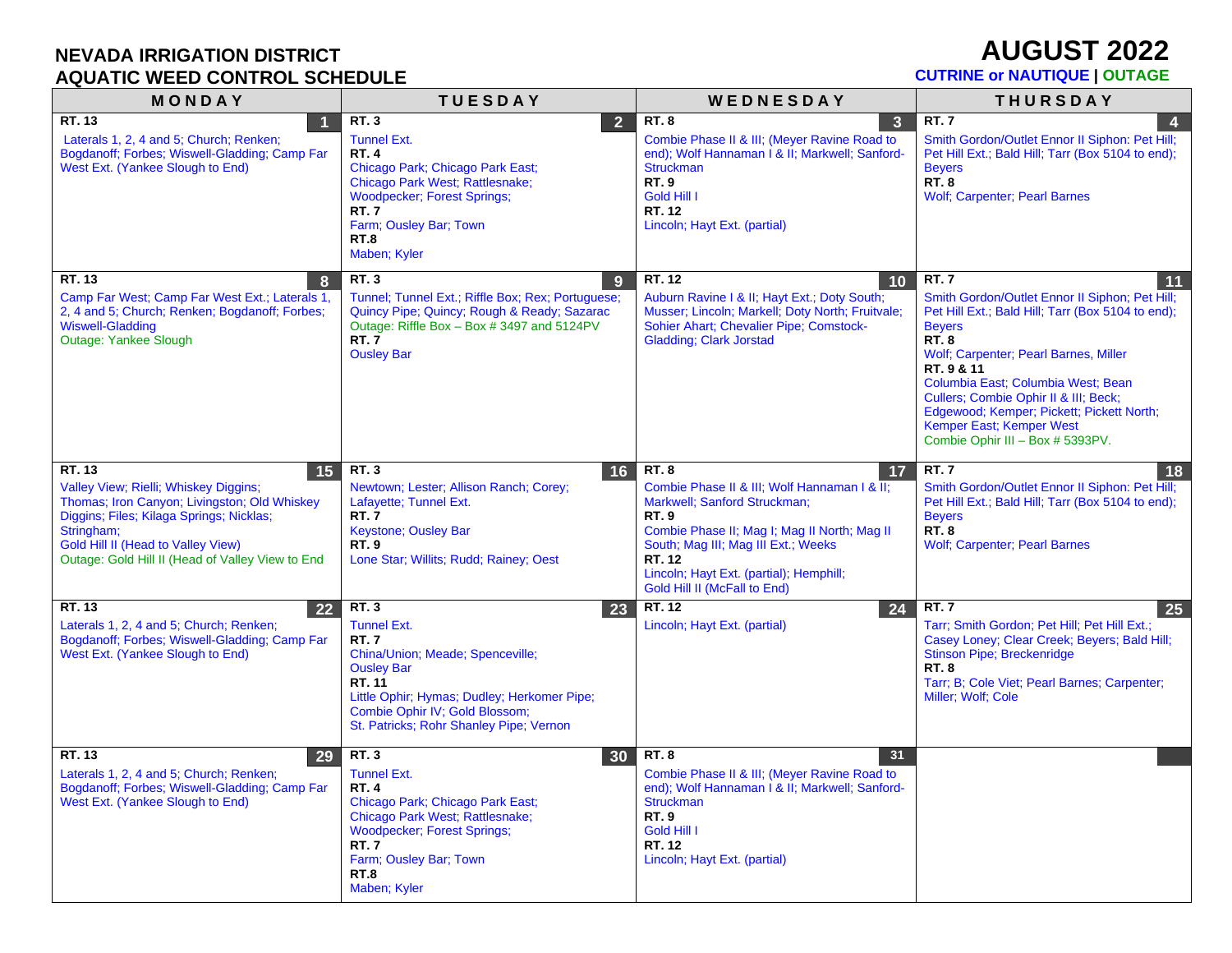# NEVADA IRRIGATION DISTRICT
## AQUATIC WEED CONTROL SCHEDULE

# AUGUST 2022

CUTRINE or NAUTIQUE | OUTAGE

| MONDAY | TUESDAY | WEDNESDAY | THURSDAY |
|---|---|---|---|
| **1**<br>**RT. 13**<br>Laterals 1, 2, 4 and 5; Church; Renken; Bogdanoff; Forbes; Wiswell-Gladding; Camp Far West Ext. (Yankee Slough to End) | **2**<br>**RT. 3**<br>Tunnel Ext.<br>**RT. 4**<br>Chicago Park; Chicago Park East; Chicago Park West; Rattlesnake; Woodpecker; Forest Springs;<br>**RT. 7**<br>Farm; Ousley Bar; Town<br>**RT.8**<br>Maben; Kyler | **3**<br>**RT. 8**<br>Combie Phase II & III; (Meyer Ravine Road to end); Wolf Hannaman I & II; Markwell; Sanford-Struckman<br>**RT. 9**<br>Gold Hill I<br>**RT. 12**<br>Lincoln; Hayt Ext. (partial) | **4**<br>**RT. 7**<br>Smith Gordon/Outlet Ennor II Siphon: Pet Hill; Pet Hill Ext.; Bald Hill; Tarr (Box 5104 to end); Beyers<br>**RT. 8**<br>Wolf; Carpenter; Pearl Barnes |
| **8**<br>**RT. 13**<br>Camp Far West; Camp Far West Ext.; Laterals 1, 2, 4 and 5; Church; Renken; Bogdanoff; Forbes; Wiswell-Gladding<br>Outage: Yankee Slough | **9**<br>**RT. 3**<br>Tunnel; Tunnel Ext.; Riffle Box; Rex; Portuguese; Quincy Pipe; Quincy; Rough & Ready; Sazarac<br>Outage: Riffle Box – Box # 3497 and 5124PV<br>**RT. 7**<br>Ousley Bar | **10**<br>**RT. 12**<br>Auburn Ravine I & II; Hayt Ext.; Doty South; Musser; Lincoln; Markell; Doty North; Fruitvale; Sohier Ahart; Chevalier Pipe; Comstock-Gladding; Clark Jorstad | **11**<br>**RT. 7**<br>Smith Gordon/Outlet Ennor II Siphon: Pet Hill; Pet Hill Ext.; Bald Hill; Tarr (Box 5104 to end); Beyers<br>**RT. 8**<br>Wolf; Carpenter; Pearl Barnes, Miller<br>**RT. 9 & 11**<br>Columbia East; Columbia West; Bean Cullers; Combie Ophir II & III; Beck; Edgewood; Kemper; Pickett; Pickett North; Kemper East; Kemper West<br>Combie Ophir III – Box # 5393PV. |
| **15**<br>**RT. 13**<br>Valley View; Rielli; Whiskey Diggins; Thomas; Iron Canyon; Livingston; Old Whiskey Diggins; Files; Kilaga Springs; Nicklas; Stringham;<br>Gold Hill II (Head to Valley View)<br>Outage: Gold Hill II (Head of Valley View to End | **16**<br>**RT. 3**<br>Newtown; Lester; Allison Ranch; Corey; Lafayette; Tunnel Ext.<br>**RT. 7**<br>Keystone; Ousley Bar<br>**RT. 9**<br>Lone Star; Willits; Rudd; Rainey; Oest | **17**<br>**RT. 8**<br>Combie Phase II & III; Wolf Hannaman I & II; Markwell; Sanford Struckman;<br>**RT. 9**<br>Combie Phase II; Mag I; Mag II North; Mag II South; Mag III; Mag III Ext.; Weeks<br>**RT. 12**<br>Lincoln; Hayt Ext. (partial); Hemphill;<br>Gold Hill II (McFall to End) | **18**<br>**RT. 7**<br>Smith Gordon/Outlet Ennor II Siphon: Pet Hill; Pet Hill Ext.; Bald Hill; Tarr (Box 5104 to end); Beyers<br>**RT. 8**<br>Wolf; Carpenter; Pearl Barnes |
| **22**<br>**RT. 13**<br>Laterals 1, 2, 4 and 5; Church; Renken; Bogdanoff; Forbes; Wiswell-Gladding; Camp Far West Ext. (Yankee Slough to End) | **23**<br>**RT. 3**<br>Tunnel Ext.<br>**RT. 7**<br>China/Union; Meade; Spenceville; Ousley Bar<br>**RT. 11**<br>Little Ophir; Hymas; Dudley; Herkomer Pipe; Combie Ophir IV; Gold Blossom;<br>St. Patricks; Rohr Shanley Pipe; Vernon | **24**<br>**RT. 12**<br>Lincoln; Hayt Ext. (partial) | **25**<br>**RT. 7**<br>Tarr; Smith Gordon; Pet Hill; Pet Hill Ext.; Casey Loney; Clear Creek; Beyers; Bald Hill; Stinson Pipe; Breckenridge<br>**RT. 8**<br>Tarr; B; Cole Viet; Pearl Barnes; Carpenter; Miller; Wolf; Cole |
| **29**<br>**RT. 13**<br>Laterals 1, 2, 4 and 5; Church; Renken; Bogdanoff; Forbes; Wiswell-Gladding; Camp Far West Ext. (Yankee Slough to End) | **30**<br>**RT. 3**<br>Tunnel Ext.<br>**RT. 4**<br>Chicago Park; Chicago Park East; Chicago Park West; Rattlesnake; Woodpecker; Forest Springs;<br>**RT. 7**<br>Farm; Ousley Bar; Town<br>**RT.8**<br>Maben; Kyler | **31**<br>**RT. 8**<br>Combie Phase II & III; (Meyer Ravine Road to end); Wolf Hannaman I & II; Markwell; Sanford-Struckman<br>**RT. 9**<br>Gold Hill I<br>**RT. 12**<br>Lincoln; Hayt Ext. (partial) | |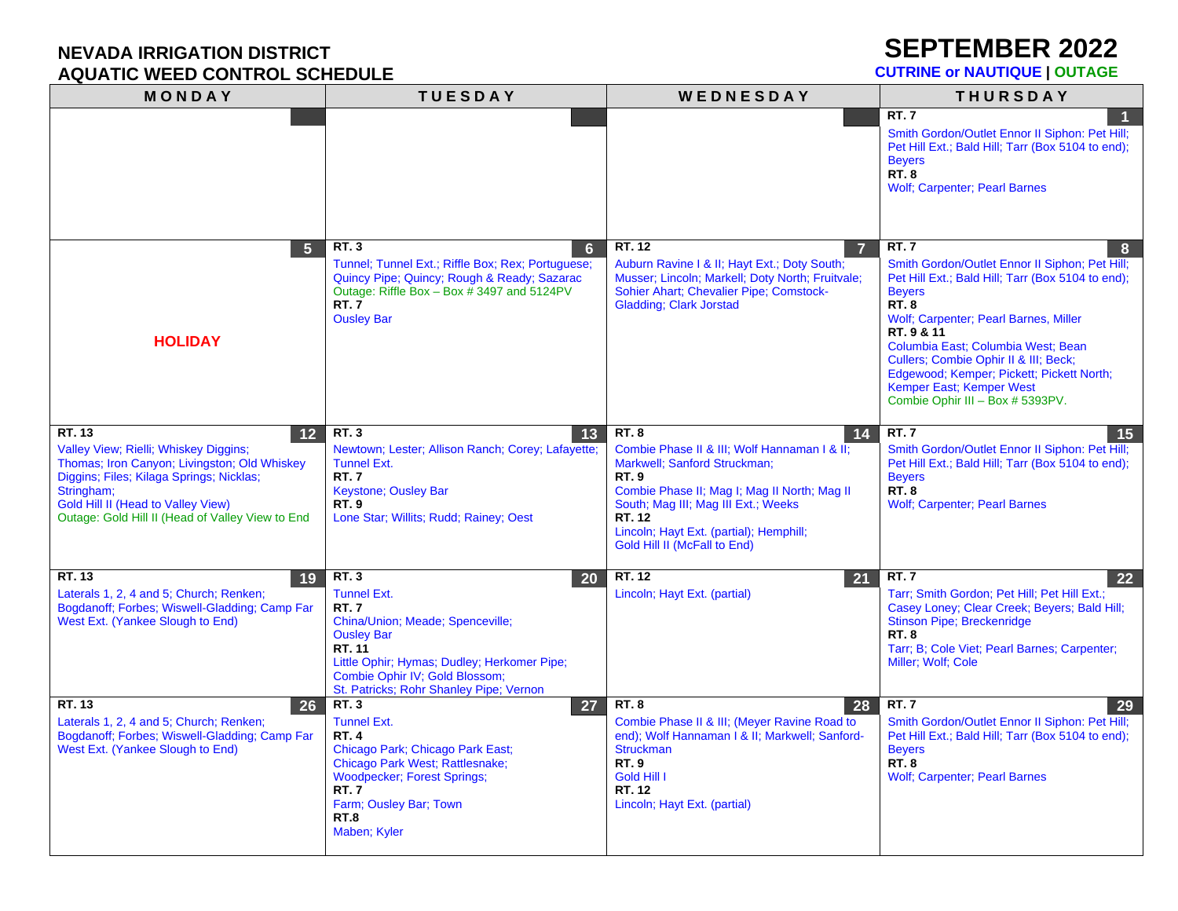**NEVADA IRRIGATION DISTRICT**
**AQUATIC WEED CONTROL SCHEDULE**

# SEPTEMBER 2022

**CUTRINE or NAUTIQUE | OUTAGE**

| MONDAY | TUESDAY | WEDNESDAY | THURSDAY |
|---|---|---|---|
| | | | **1** **RT. 7** Smith Gordon/Outlet Ennor II Siphon: Pet Hill; Pet Hill Ext.; Bald Hill; Tarr (Box 5104 to end); Beyers **RT. 8** Wolf; Carpenter; Pearl Barnes |
| **5** **HOLIDAY** | **6** **RT. 3** Tunnel; Tunnel Ext.; Riffle Box; Rex; Portuguese; Quincy Pipe; Quincy; Rough & Ready; Sazarac Outage: Riffle Box – Box # 3497 and 5124PV **RT. 7** Ousley Bar | **7** **RT. 12** Auburn Ravine I & II; Hayt Ext.; Doty South; Musser; Lincoln; Markell; Doty North; Fruitvale; Sohier Ahart; Chevalier Pipe; Comstock-Gladding; Clark Jorstad | **8** **RT. 7** Smith Gordon/Outlet Ennor II Siphon; Pet Hill; Pet Hill Ext.; Bald Hill; Tarr (Box 5104 to end); Beyers **RT. 8** Wolf; Carpenter; Pearl Barnes, Miller **RT. 9 & 11** Columbia East; Columbia West; Bean Cullers; Combie Ophir II & III; Beck; Edgewood; Kemper; Pickett; Pickett North; Kemper East; Kemper West Combie Ophir III – Box # 5393PV. |
| **12** **RT. 13** Valley View; Rielli; Whiskey Diggins; Thomas; Iron Canyon; Livingston; Old Whiskey Diggins; Files; Kilaga Springs; Nicklas; Stringham; Gold Hill II (Head to Valley View) Outage: Gold Hill II (Head of Valley View to End | **13** **RT. 3** Newtown; Lester; Allison Ranch; Corey; Lafayette; Tunnel Ext. **RT. 7** Keystone; Ousley Bar **RT. 9** Lone Star; Willits; Rudd; Rainey; Oest | **14** **RT. 8** Combie Phase II & III; Wolf Hannaman I & II; Markwell; Sanford Struckman; **RT. 9** Combie Phase II; Mag I; Mag II North; Mag II South; Mag III; Mag III Ext.; Weeks **RT. 12** Lincoln; Hayt Ext. (partial); Hemphill; Gold Hill II (McFall to End) | **15** **RT. 7** Smith Gordon/Outlet Ennor II Siphon: Pet Hill; Pet Hill Ext.; Bald Hill; Tarr (Box 5104 to end); Beyers **RT. 8** Wolf; Carpenter; Pearl Barnes |
| **19** **RT. 13** Laterals 1, 2, 4 and 5; Church; Renken; Bogdanoff; Forbes; Wiswell-Gladding; Camp Far West Ext. (Yankee Slough to End) | **20** **RT. 3** Tunnel Ext. **RT. 7** China/Union; Meade; Spenceville; Ousley Bar **RT. 11** Little Ophir; Hymas; Dudley; Herkomer Pipe; Combie Ophir IV; Gold Blossom; St. Patricks; Rohr Shanley Pipe; Vernon | **21** **RT. 12** Lincoln; Hayt Ext. (partial) | **22** **RT. 7** Tarr; Smith Gordon; Pet Hill; Pet Hill Ext.; Casey Loney; Clear Creek; Beyers; Bald Hill; Stinson Pipe; Breckenridge **RT. 8** Tarr; B; Cole Viet; Pearl Barnes; Carpenter; Miller; Wolf; Cole |
| **26** **RT. 13** Laterals 1, 2, 4 and 5; Church; Renken; Bogdanoff; Forbes; Wiswell-Gladding; Camp Far West Ext. (Yankee Slough to End) | **27** **RT. 3** Tunnel Ext. **RT. 4** Chicago Park; Chicago Park East; Chicago Park West; Rattlesnake; Woodpecker; Forest Springs; **RT. 7** Farm; Ousley Bar; Town **RT.8** Maben; Kyler | **28** **RT. 8** Combie Phase II & III; (Meyer Ravine Road to end); Wolf Hannaman I & II; Markwell; Sanford-Struckman **RT. 9** Gold Hill I **RT. 12** Lincoln; Hayt Ext. (partial) | **29** **RT. 7** Smith Gordon/Outlet Ennor II Siphon: Pet Hill; Pet Hill Ext.; Bald Hill; Tarr (Box 5104 to end); Beyers **RT. 8** Wolf; Carpenter; Pearl Barnes |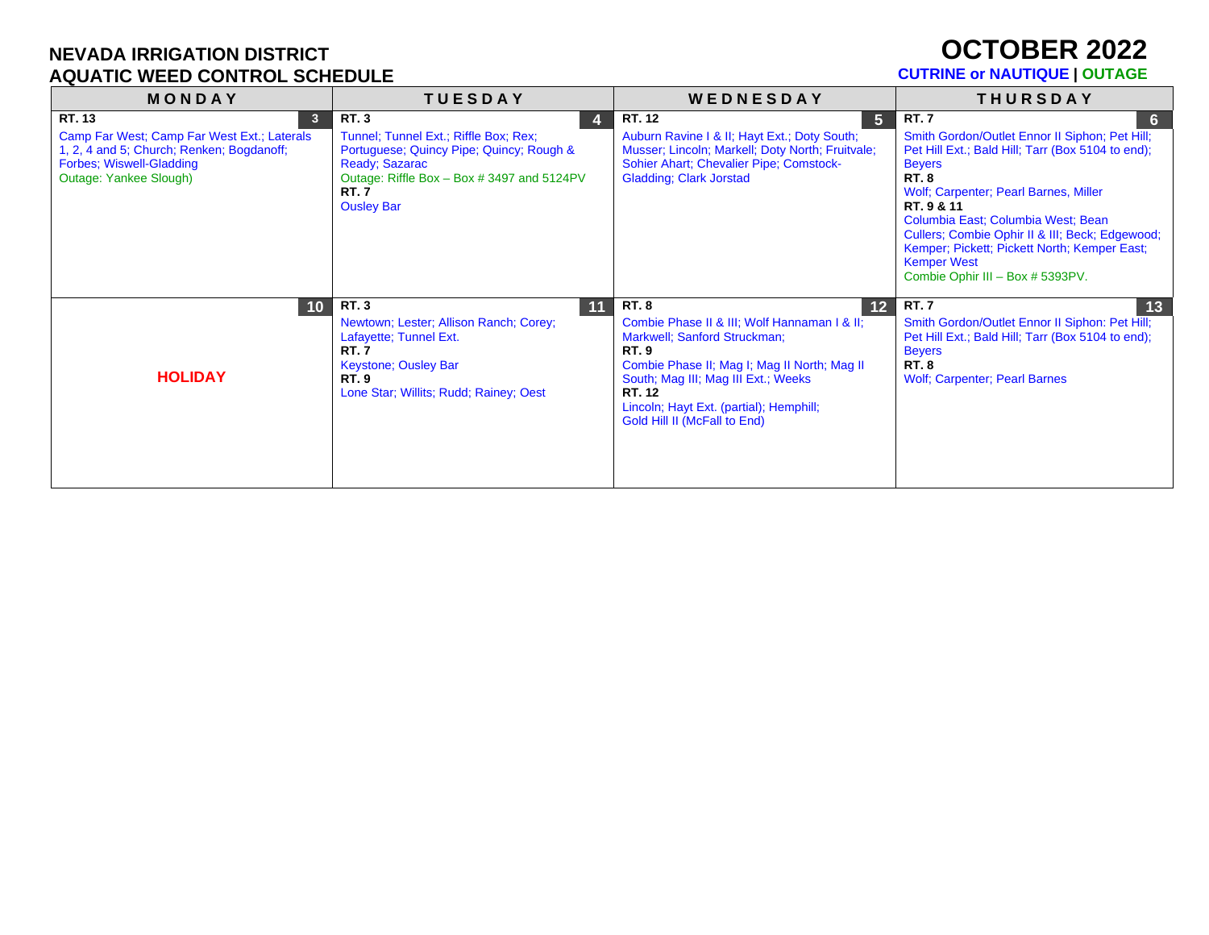# NEVADA IRRIGATION DISTRICT
## AQUATIC WEED CONTROL SCHEDULE

# OCTOBER 2022

**CUTRINE or NAUTIQUE | OUTAGE**

| MONDAY | TUESDAY | WEDNESDAY | THURSDAY |
|---|---|---|---|
| 3 **RT. 13** Camp Far West; Camp Far West Ext.; Laterals 1, 2, 4 and 5; Church; Renken; Bogdanoff; Forbes; Wiswell-Gladding Outage: Yankee Slough) | 4 **RT. 3** Tunnel; Tunnel Ext.; Riffle Box; Rex; Portuguese; Quincy Pipe; Quincy; Rough & Ready; Sazarac Outage: Riffle Box – Box # 3497 and 5124PV **RT. 7** Ousley Bar | 5 **RT. 12** Auburn Ravine I & II; Hayt Ext.; Doty South; Musser; Lincoln; Markell; Doty North; Fruitvale; Sohier Ahart; Chevalier Pipe; Comstock-Gladding; Clark Jorstad | 6 **RT. 7** Smith Gordon/Outlet Ennor II Siphon; Pet Hill; Pet Hill Ext.; Bald Hill; Tarr (Box 5104 to end); Beyers **RT. 8** Wolf; Carpenter; Pearl Barnes, Miller **RT. 9 & 11** Columbia East; Columbia West; Bean Cullers; Combie Ophir II & III; Beck; Edgewood; Kemper; Pickett; Pickett North; Kemper East; Kemper West Combie Ophir III – Box # 5393PV. |
| 10 **HOLIDAY** | 11 **RT. 3** Newtown; Lester; Allison Ranch; Corey; Lafayette; Tunnel Ext. **RT. 7** Keystone; Ousley Bar **RT. 9** Lone Star; Willits; Rudd; Rainey; Oest | 12 **RT. 8** Combie Phase II & III; Wolf Hannaman I & II; Markwell; Sanford Struckman; **RT. 9** Combie Phase II; Mag I; Mag II North; Mag II South; Mag III; Mag III Ext.; Weeks **RT. 12** Lincoln; Hayt Ext. (partial); Hemphill; Gold Hill II (McFall to End) | 13 **RT. 7** Smith Gordon/Outlet Ennor II Siphon: Pet Hill; Pet Hill Ext.; Bald Hill; Tarr (Box 5104 to end); Beyers **RT. 8** Wolf; Carpenter; Pearl Barnes |